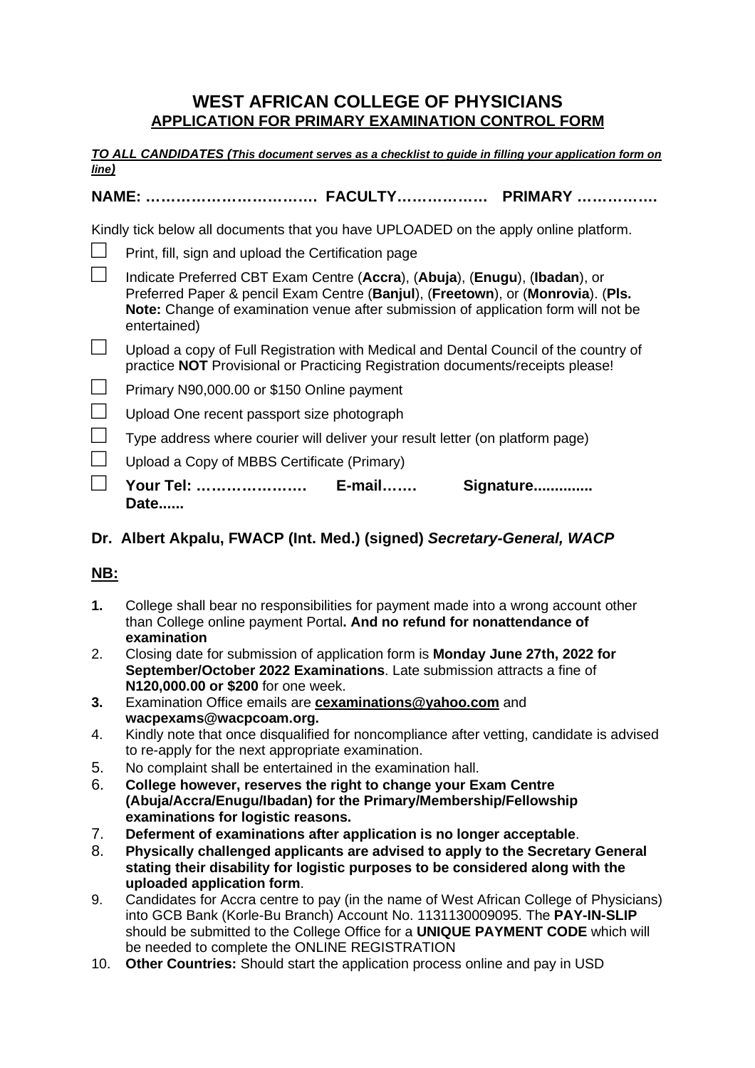# WEST AFRICAN COLLEGE OF PHYSICIANS
## APPLICATION FOR PRIMARY EXAMINATION CONTROL FORM

***TO ALL CANDIDATES (This document serves as a checklist to guide in filling your application form on line)***

**NAME: ……………………………. FACULTY……………… PRIMARY …………….**

Kindly tick below all documents that you have UPLOADED on the apply online platform.

- ☐ Print, fill, sign and upload the Certification page
- ☐ Indicate Preferred CBT Exam Centre (**Accra**), (**Abuja**), (**Enugu**), (**Ibadan**), or Preferred Paper & pencil Exam Centre (**Banjul**), (**Freetown**), or (**Monrovia**). (**Pls. Note:** Change of examination venue after submission of application form will not be entertained)
- ☐ Upload a copy of Full Registration with Medical and Dental Council of the country of practice **NOT** Provisional or Practicing Registration documents/receipts please!
- ☐ Primary N90,000.00 or $150 Online payment
- ☐ Upload One recent passport size photograph
- ☐ Type address where courier will deliver your result letter (on platform page)
- ☐ Upload a Copy of MBBS Certificate (Primary)
- ☐ **Your Tel: ………………… E-mail……. Signature.............. Date......**

**Dr. Albert Akpalu, FWACP (Int. Med.) (signed) *Secretary-General, WACP***

**NB:**

1. College shall bear no responsibilities for payment made into a wrong account other than College online payment Portal**. And no refund for nonattendance of examination**
2. Closing date for submission of application form is **Monday June 27th, 2022 for September/October 2022 Examinations**. Late submission attracts a fine of **N120,000.00 or $200** for one week.
3. Examination Office emails are **cexaminations@yahoo.com** and **wacpexams@wacpcoam.org.**
4. Kindly note that once disqualified for noncompliance after vetting, candidate is advised to re-apply for the next appropriate examination.
5. No complaint shall be entertained in the examination hall.
6. **College however, reserves the right to change your Exam Centre (Abuja/Accra/Enugu/Ibadan) for the Primary/Membership/Fellowship examinations for logistic reasons.**
7. **Deferment of examinations after application is no longer acceptable**.
8. **Physically challenged applicants are advised to apply to the Secretary General stating their disability for logistic purposes to be considered along with the uploaded application form**.
9. Candidates for Accra centre to pay (in the name of West African College of Physicians) into GCB Bank (Korle-Bu Branch) Account No. 1131130009095. The **PAY-IN-SLIP** should be submitted to the College Office for a **UNIQUE PAYMENT CODE** which will be needed to complete the ONLINE REGISTRATION
10. **Other Countries:** Should start the application process online and pay in USD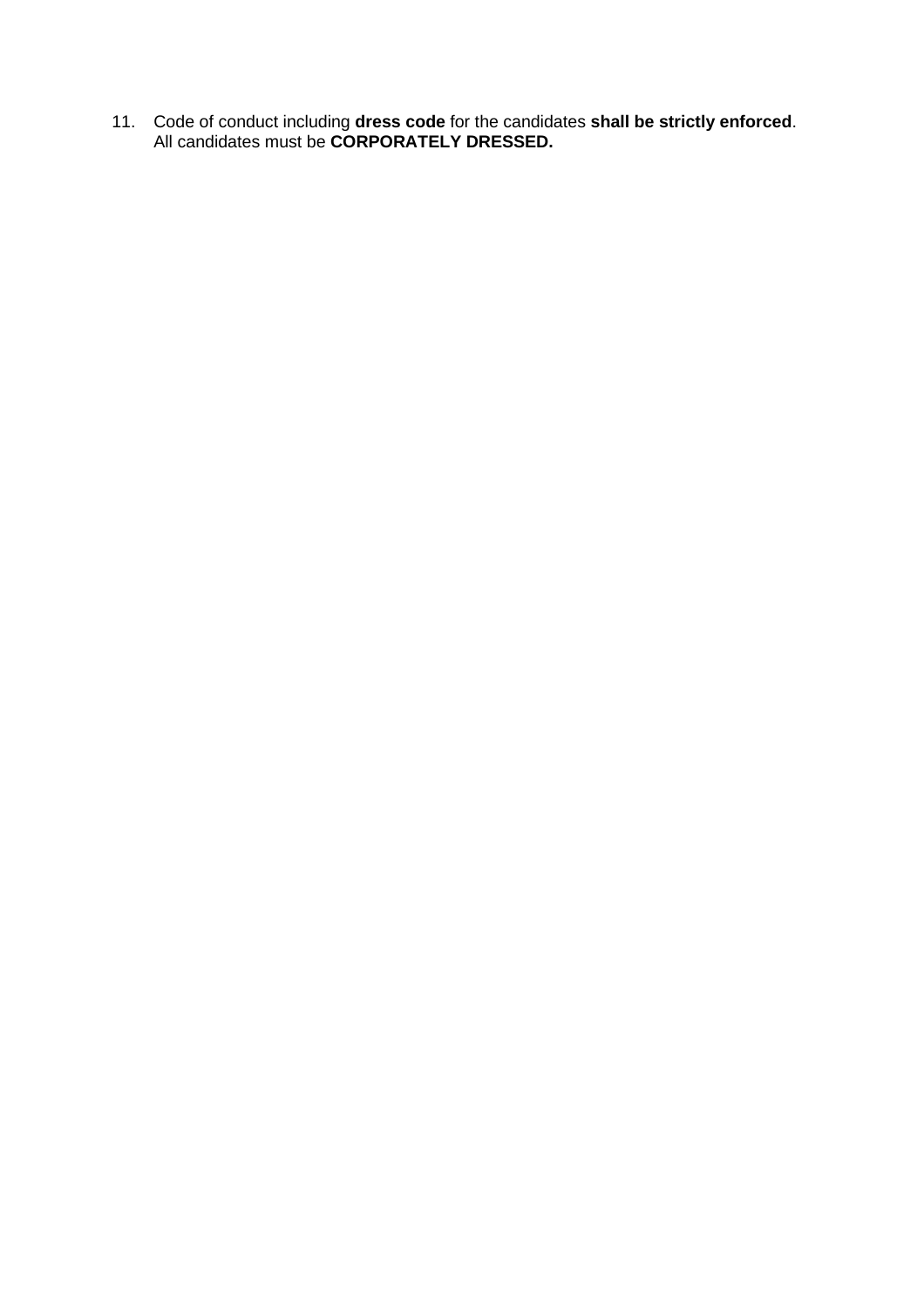11. Code of conduct including **dress code** for the candidates **shall be strictly enforced**. All candidates must be **CORPORATELY DRESSED.**